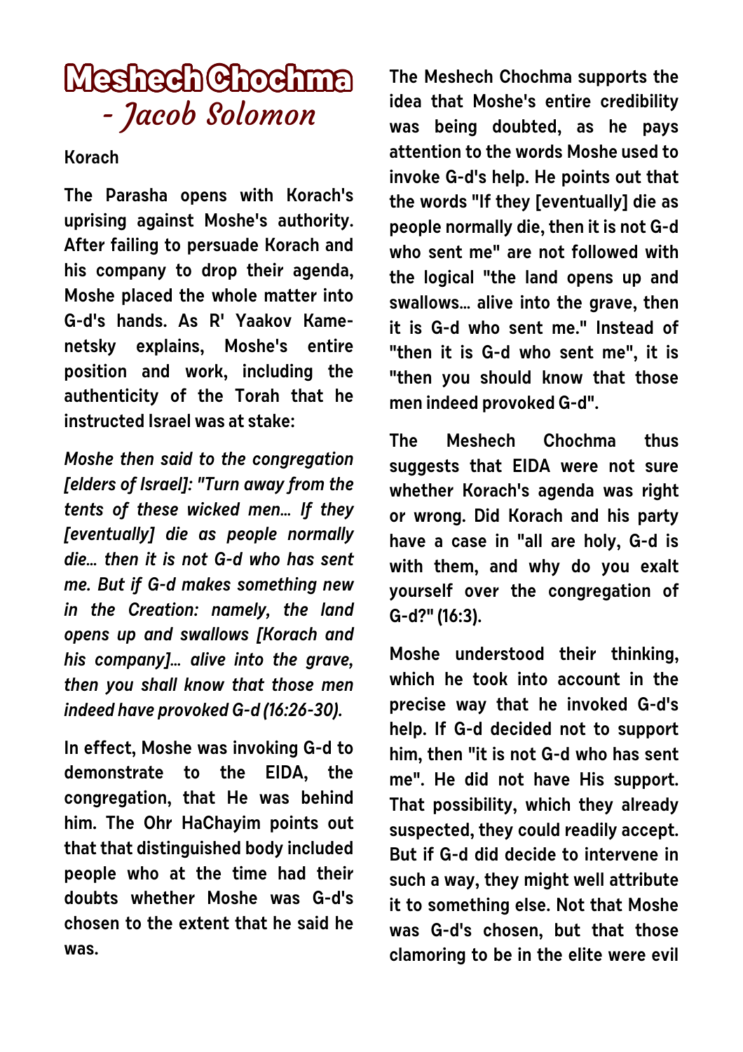# Meshech Chochma

## - Jacob Solomon

**Korach**

**The Parasha opens with Korach's uprising against Moshe's authority. After failing to persuade Korach and his company to drop their agenda, Moshe placed the whole matter into G-d's hands. As R' Yaakov Kamenetsky explains, Moshe's entire position and work, including the authenticity of the Torah that he instructed Israel was at stake:**

***Moshe then said to the congregation [elders of Israel]: "Turn away from the tents of these wicked men... If they [eventually] die as people normally die... then it is not G-d who has sent me. But if G-d makes something new in the Creation: namely, the land opens up and swallows [Korach and his company]... alive into the grave, then you shall know that those men indeed have provoked G-d (16:26-30).***

**In effect, Moshe was invoking G-d to demonstrate to the EIDA, the congregation, that He was behind him. The Ohr HaChayim points out that that distinguished body included people who at the time had their doubts whether Moshe was G-d's chosen to the extent that he said he was.**

**The Meshech Chochma supports the idea that Moshe's entire credibility was being doubted, as he pays attention to the words Moshe used to invoke G-d's help. He points out that the words "If they [eventually] die as people normally die, then it is not G-d who sent me" are not followed with the logical "the land opens up and swallows... alive into the grave, then it is G-d who sent me." Instead of "then it is G-d who sent me", it is "then you should know that those men indeed provoked G-d".**

**The Meshech Chochma thus suggests that EIDA were not sure whether Korach's agenda was right or wrong. Did Korach and his party have a case in "all are holy, G-d is with them, and why do you exalt yourself over the congregation of G-d?" (16:3).**

**Moshe understood their thinking, which he took into account in the precise way that he invoked G-d's help. If G-d decided not to support him, then "it is not G-d who has sent me". He did not have His support. That possibility, which they already suspected, they could readily accept. But if G-d did decide to intervene in such a way, they might well attribute it to something else. Not that Moshe was G-d's chosen, but that those clamoring to be in the elite were evil**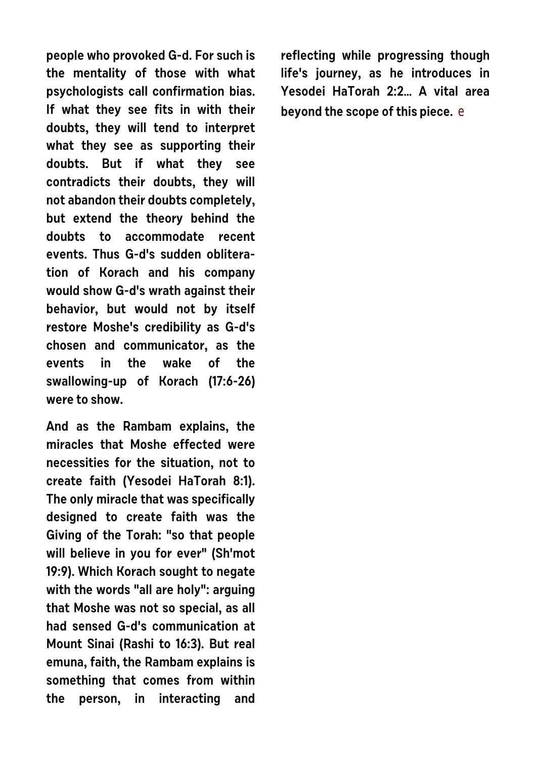people who provoked G-d. For such is the mentality of those with what psychologists call confirmation bias. If what they see fits in with their doubts, they will tend to interpret what they see as supporting their doubts. But if what they see contradicts their doubts, they will not abandon their doubts completely, but extend the theory behind the doubts to accommodate recent events. Thus G-d's sudden obliteration of Korach and his company would show G-d's wrath against their behavior, but would not by itself restore Moshe's credibility as G-d's chosen and communicator, as the events in the wake of the swallowing-up of Korach (17:6-26) were to show.

And as the Rambam explains, the miracles that Moshe effected were necessities for the situation, not to create faith (Yesodei HaTorah 8:1). The only miracle that was specifically designed to create faith was the Giving of the Torah: "so that people will believe in you for ever" (Sh'mot 19:9). Which Korach sought to negate with the words "all are holy": arguing that Moshe was not so special, as all had sensed G-d's communication at Mount Sinai (Rashi to 16:3). But real emuna, faith, the Rambam explains is something that comes from within the person, in interacting and reflecting while progressing though life's journey, as he introduces in Yesodei HaTorah 2:2... A vital area beyond the scope of this piece. e